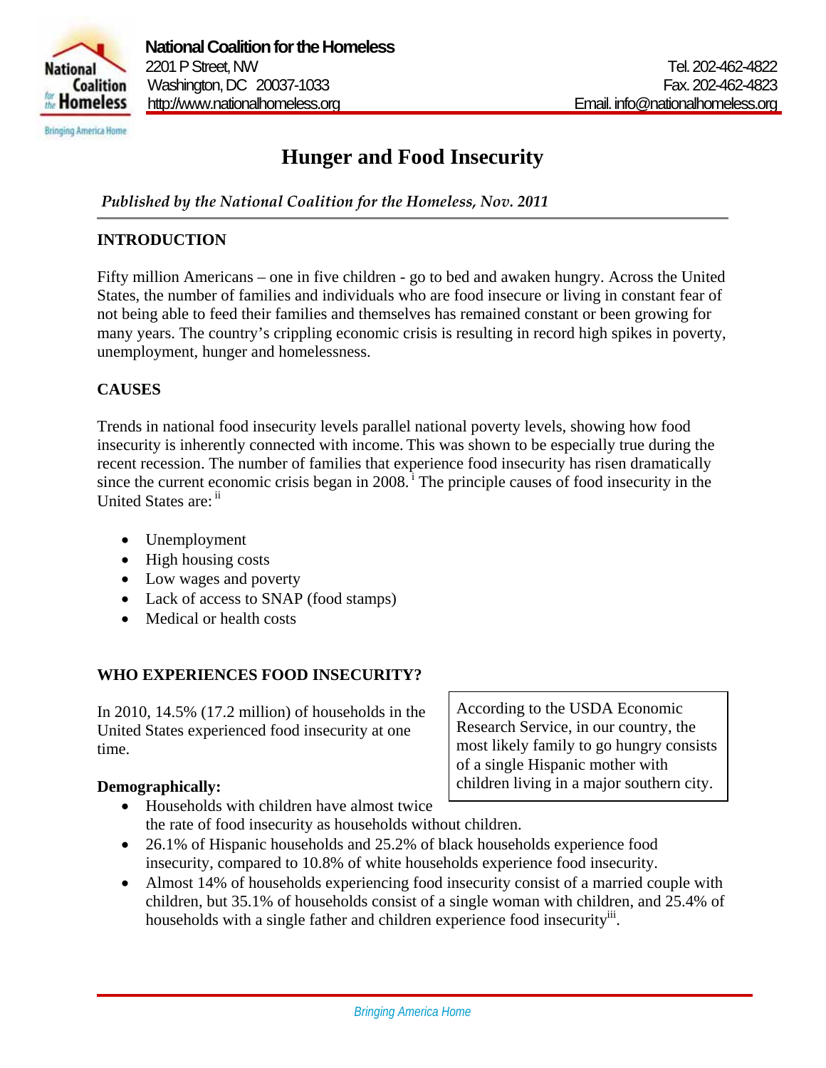**National Coalition for the Homeless**
2201 P Street, NW
Washington, DC 20037-1033
http://www.nationalhomeless.org

Tel. 202-462-4822
Fax. 202-462-4823
Email. info@nationalhomeless.org

# Hunger and Food Insecurity

*Published by the National Coalition for the Homeless, Nov. 2011*

## INTRODUCTION

Fifty million Americans – one in five children - go to bed and awaken hungry. Across the United States, the number of families and individuals who are food insecure or living in constant fear of not being able to feed their families and themselves has remained constant or been growing for many years. The country's crippling economic crisis is resulting in record high spikes in poverty, unemployment, hunger and homelessness.

## CAUSES

Trends in national food insecurity levels parallel national poverty levels, showing how food insecurity is inherently connected with income. This was shown to be especially true during the recent recession. The number of families that experience food insecurity has risen dramatically since the current economic crisis began in 2008.[i] The principle causes of food insecurity in the United States are:[ii]

- Unemployment
- High housing costs
- Low wages and poverty
- Lack of access to SNAP (food stamps)
- Medical or health costs

## WHO EXPERIENCES FOOD INSECURITY?

In 2010, 14.5% (17.2 million) of households in the United States experienced food insecurity at one time.

> According to the USDA Economic Research Service, in our country, the most likely family to go hungry consists of a single Hispanic mother with children living in a major southern city.

**Demographically:**

- Households with children have almost twice the rate of food insecurity as households without children.
- 26.1% of Hispanic households and 25.2% of black households experience food insecurity, compared to 10.8% of white households experience food insecurity.
- Almost 14% of households experiencing food insecurity consist of a married couple with children, but 35.1% of households consist of a single woman with children, and 25.4% of households with a single father and children experience food insecurity[iii].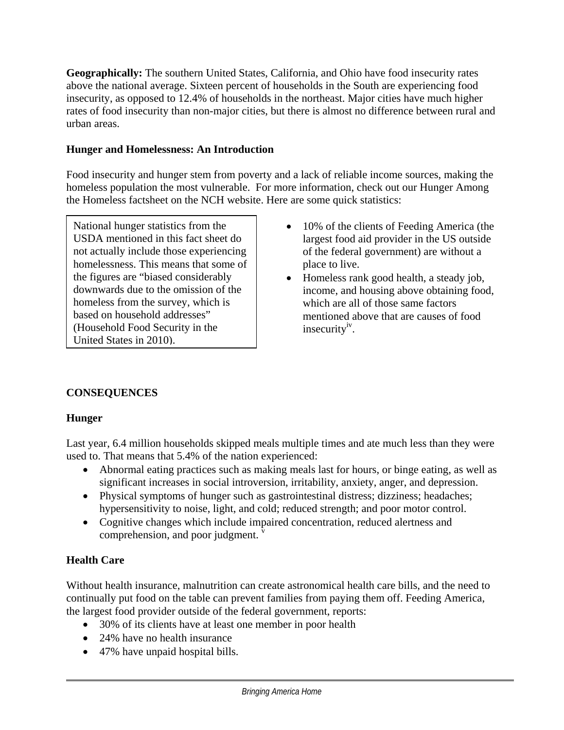**Geographically:** The southern United States, California, and Ohio have food insecurity rates above the national average. Sixteen percent of households in the South are experiencing food insecurity, as opposed to 12.4% of households in the northeast. Major cities have much higher rates of food insecurity than non-major cities, but there is almost no difference between rural and urban areas.

**Hunger and Homelessness: An Introduction**

Food insecurity and hunger stem from poverty and a lack of reliable income sources, making the homeless population the most vulnerable. For more information, check out our Hunger Among the Homeless factsheet on the NCH website. Here are some quick statistics:

> National hunger statistics from the USDA mentioned in this fact sheet do not actually include those experiencing homelessness. This means that some of the figures are "biased considerably downwards due to the omission of the homeless from the survey, which is based on household addresses" (Household Food Security in the United States in 2010).

- 10% of the clients of Feeding America (the largest food aid provider in the US outside of the federal government) are without a place to live.
- Homeless rank good health, a steady job, income, and housing above obtaining food, which are all of those same factors mentioned above that are causes of food insecurity[iv].

## CONSEQUENCES

**Hunger**

Last year, 6.4 million households skipped meals multiple times and ate much less than they were used to. That means that 5.4% of the nation experienced:

- Abnormal eating practices such as making meals last for hours, or binge eating, as well as significant increases in social introversion, irritability, anxiety, anger, and depression.
- Physical symptoms of hunger such as gastrointestinal distress; dizziness; headaches; hypersensitivity to noise, light, and cold; reduced strength; and poor motor control.
- Cognitive changes which include impaired concentration, reduced alertness and comprehension, and poor judgment. [v]

**Health Care**

Without health insurance, malnutrition can create astronomical health care bills, and the need to continually put food on the table can prevent families from paying them off. Feeding America, the largest food provider outside of the federal government, reports:

- 30% of its clients have at least one member in poor health
- 24% have no health insurance
- 47% have unpaid hospital bills.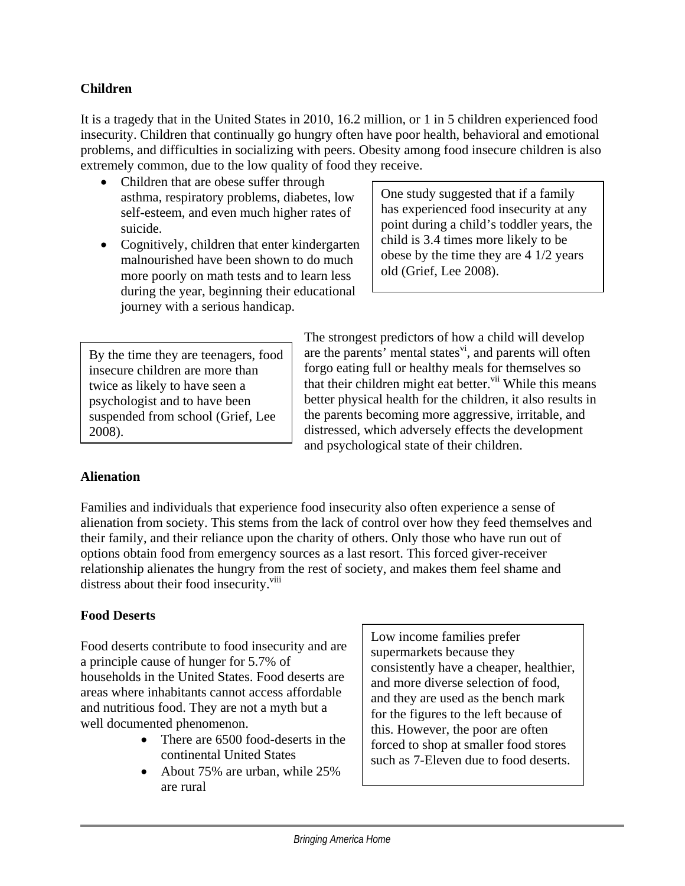## Children

It is a tragedy that in the United States in 2010, 16.2 million, or 1 in 5 children experienced food insecurity. Children that continually go hungry often have poor health, behavioral and emotional problems, and difficulties in socializing with peers. Obesity among food insecure children is also extremely common, due to the low quality of food they receive.

- Children that are obese suffer through asthma, respiratory problems, diabetes, low self-esteem, and even much higher rates of suicide.
- Cognitively, children that enter kindergarten malnourished have been shown to do much more poorly on math tests and to learn less during the year, beginning their educational journey with a serious handicap.

One study suggested that if a family has experienced food insecurity at any point during a child's toddler years, the child is 3.4 times more likely to be obese by the time they are 4 1/2 years old (Grief, Lee 2008).

By the time they are teenagers, food insecure children are more than twice as likely to have seen a psychologist and to have been suspended from school (Grief, Lee 2008).

The strongest predictors of how a child will develop are the parents' mental states[vi], and parents will often forgo eating full or healthy meals for themselves so that their children might eat better.[vii] While this means better physical health for the children, it also results in the parents becoming more aggressive, irritable, and distressed, which adversely effects the development and psychological state of their children.

## Alienation

Families and individuals that experience food insecurity also often experience a sense of alienation from society. This stems from the lack of control over how they feed themselves and their family, and their reliance upon the charity of others. Only those who have run out of options obtain food from emergency sources as a last resort. This forced giver-receiver relationship alienates the hungry from the rest of society, and makes them feel shame and distress about their food insecurity.[viii]

## Food Deserts

Food deserts contribute to food insecurity and are a principle cause of hunger for 5.7% of households in the United States. Food deserts are areas where inhabitants cannot access affordable and nutritious food. They are not a myth but a well documented phenomenon.

- There are 6500 food-deserts in the continental United States
- About 75% are urban, while 25% are rural

Low income families prefer supermarkets because they consistently have a cheaper, healthier, and more diverse selection of food, and they are used as the bench mark for the figures to the left because of this. However, the poor are often forced to shop at smaller food stores such as 7-Eleven due to food deserts.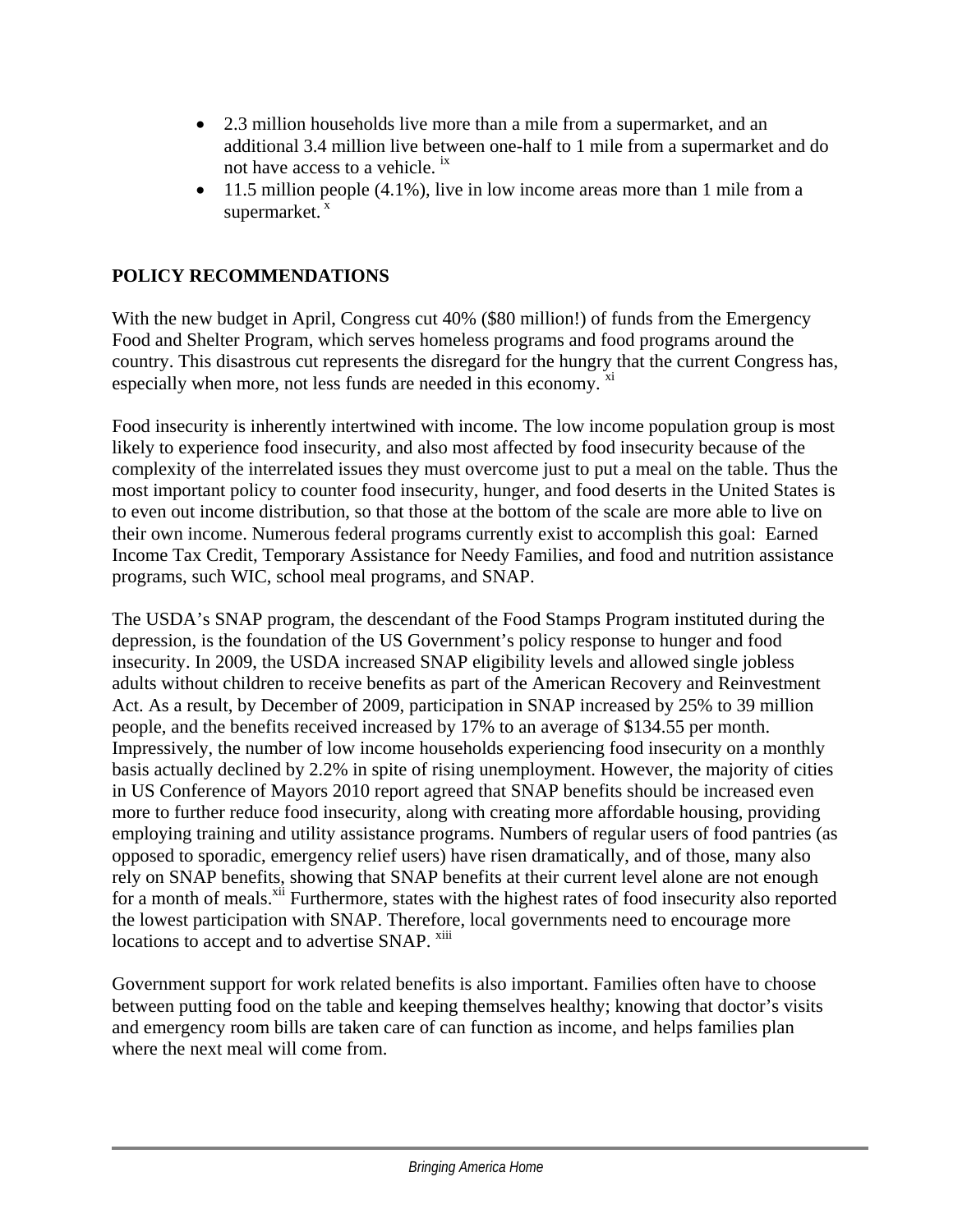- 2.3 million households live more than a mile from a supermarket, and an additional 3.4 million live between one-half to 1 mile from a supermarket and do not have access to a vehicle. [ix]
- 11.5 million people (4.1%), live in low income areas more than 1 mile from a supermarket. [x]

## POLICY RECOMMENDATIONS

With the new budget in April, Congress cut 40% ($80 million!) of funds from the Emergency Food and Shelter Program, which serves homeless programs and food programs around the country. This disastrous cut represents the disregard for the hungry that the current Congress has, especially when more, not less funds are needed in this economy. [xi]

Food insecurity is inherently intertwined with income. The low income population group is most likely to experience food insecurity, and also most affected by food insecurity because of the complexity of the interrelated issues they must overcome just to put a meal on the table. Thus the most important policy to counter food insecurity, hunger, and food deserts in the United States is to even out income distribution, so that those at the bottom of the scale are more able to live on their own income. Numerous federal programs currently exist to accomplish this goal: Earned Income Tax Credit, Temporary Assistance for Needy Families, and food and nutrition assistance programs, such WIC, school meal programs, and SNAP.

The USDA's SNAP program, the descendant of the Food Stamps Program instituted during the depression, is the foundation of the US Government's policy response to hunger and food insecurity. In 2009, the USDA increased SNAP eligibility levels and allowed single jobless adults without children to receive benefits as part of the American Recovery and Reinvestment Act. As a result, by December of 2009, participation in SNAP increased by 25% to 39 million people, and the benefits received increased by 17% to an average of $134.55 per month. Impressively, the number of low income households experiencing food insecurity on a monthly basis actually declined by 2.2% in spite of rising unemployment. However, the majority of cities in US Conference of Mayors 2010 report agreed that SNAP benefits should be increased even more to further reduce food insecurity, along with creating more affordable housing, providing employing training and utility assistance programs. Numbers of regular users of food pantries (as opposed to sporadic, emergency relief users) have risen dramatically, and of those, many also rely on SNAP benefits, showing that SNAP benefits at their current level alone are not enough for a month of meals.[xii] Furthermore, states with the highest rates of food insecurity also reported the lowest participation with SNAP. Therefore, local governments need to encourage more locations to accept and to advertise SNAP. [xiii]

Government support for work related benefits is also important. Families often have to choose between putting food on the table and keeping themselves healthy; knowing that doctor's visits and emergency room bills are taken care of can function as income, and helps families plan where the next meal will come from.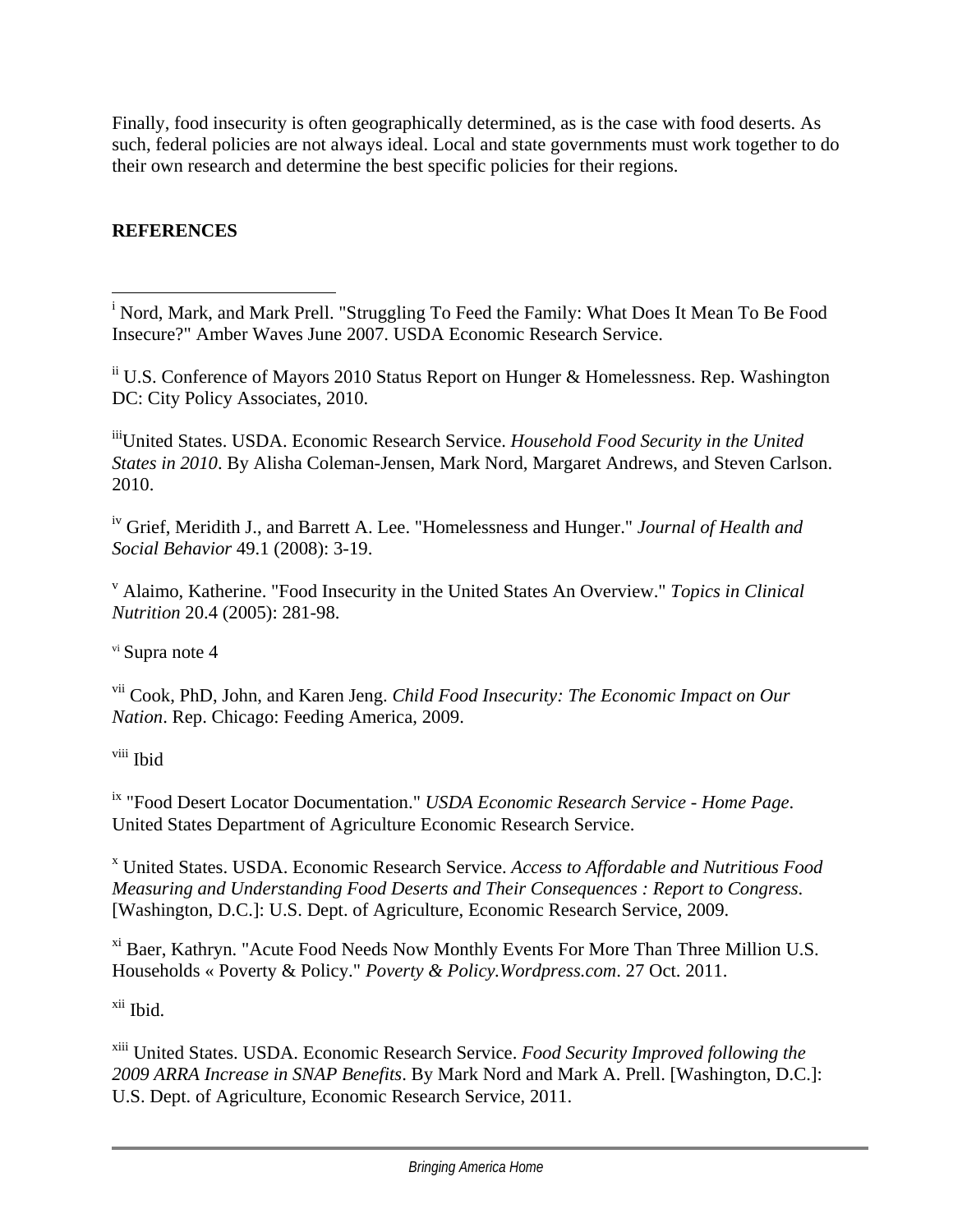Finally, food insecurity is often geographically determined, as is the case with food deserts. As such, federal policies are not always ideal. Local and state governments must work together to do their own research and determine the best specific policies for their regions.

**REFERENCES**

---

[i] Nord, Mark, and Mark Prell. "Struggling To Feed the Family: What Does It Mean To Be Food Insecure?" Amber Waves June 2007. USDA Economic Research Service.

[ii] U.S. Conference of Mayors 2010 Status Report on Hunger & Homelessness. Rep. Washington DC: City Policy Associates, 2010.

[iii] United States. USDA. Economic Research Service. *Household Food Security in the United States in 2010*. By Alisha Coleman-Jensen, Mark Nord, Margaret Andrews, and Steven Carlson. 2010.

[iv] Grief, Meridith J., and Barrett A. Lee. "Homelessness and Hunger." *Journal of Health and Social Behavior* 49.1 (2008): 3-19.

[v] Alaimo, Katherine. "Food Insecurity in the United States An Overview." *Topics in Clinical Nutrition* 20.4 (2005): 281-98.

[vi] Supra note 4

[vii] Cook, PhD, John, and Karen Jeng. *Child Food Insecurity: The Economic Impact on Our Nation*. Rep. Chicago: Feeding America, 2009.

[viii] Ibid

[ix] "Food Desert Locator Documentation." *USDA Economic Research Service - Home Page*. United States Department of Agriculture Economic Research Service.

[x] United States. USDA. Economic Research Service. *Access to Affordable and Nutritious Food Measuring and Understanding Food Deserts and Their Consequences : Report to Congress*. [Washington, D.C.]: U.S. Dept. of Agriculture, Economic Research Service, 2009.

[xi] Baer, Kathryn. "Acute Food Needs Now Monthly Events For More Than Three Million U.S. Households « Poverty & Policy." *Poverty & Policy.Wordpress.com*. 27 Oct. 2011.

[xii] Ibid.

[xiii] United States. USDA. Economic Research Service. *Food Security Improved following the 2009 ARRA Increase in SNAP Benefits*. By Mark Nord and Mark A. Prell. [Washington, D.C.]: U.S. Dept. of Agriculture, Economic Research Service, 2011.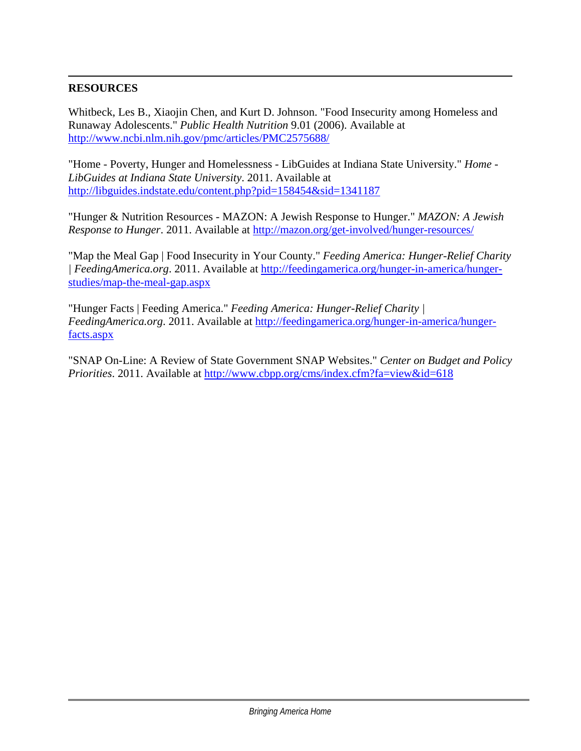## RESOURCES

Whitbeck, Les B., Xiaojin Chen, and Kurt D. Johnson. "Food Insecurity among Homeless and Runaway Adolescents." *Public Health Nutrition* 9.01 (2006). Available at http://www.ncbi.nlm.nih.gov/pmc/articles/PMC2575688/

"Home - Poverty, Hunger and Homelessness - LibGuides at Indiana State University." *Home - LibGuides at Indiana State University*. 2011. Available at http://libguides.indstate.edu/content.php?pid=158454&sid=1341187

"Hunger & Nutrition Resources - MAZON: A Jewish Response to Hunger." *MAZON: A Jewish Response to Hunger*. 2011. Available at http://mazon.org/get-involved/hunger-resources/

"Map the Meal Gap | Food Insecurity in Your County." *Feeding America: Hunger-Relief Charity | FeedingAmerica.org*. 2011. Available at http://feedingamerica.org/hunger-in-america/hunger-studies/map-the-meal-gap.aspx

"Hunger Facts | Feeding America." *Feeding America: Hunger-Relief Charity | FeedingAmerica.org*. 2011. Available at http://feedingamerica.org/hunger-in-america/hunger-facts.aspx

"SNAP On-Line: A Review of State Government SNAP Websites." *Center on Budget and Policy Priorities*. 2011. Available at http://www.cbpp.org/cms/index.cfm?fa=view&id=618